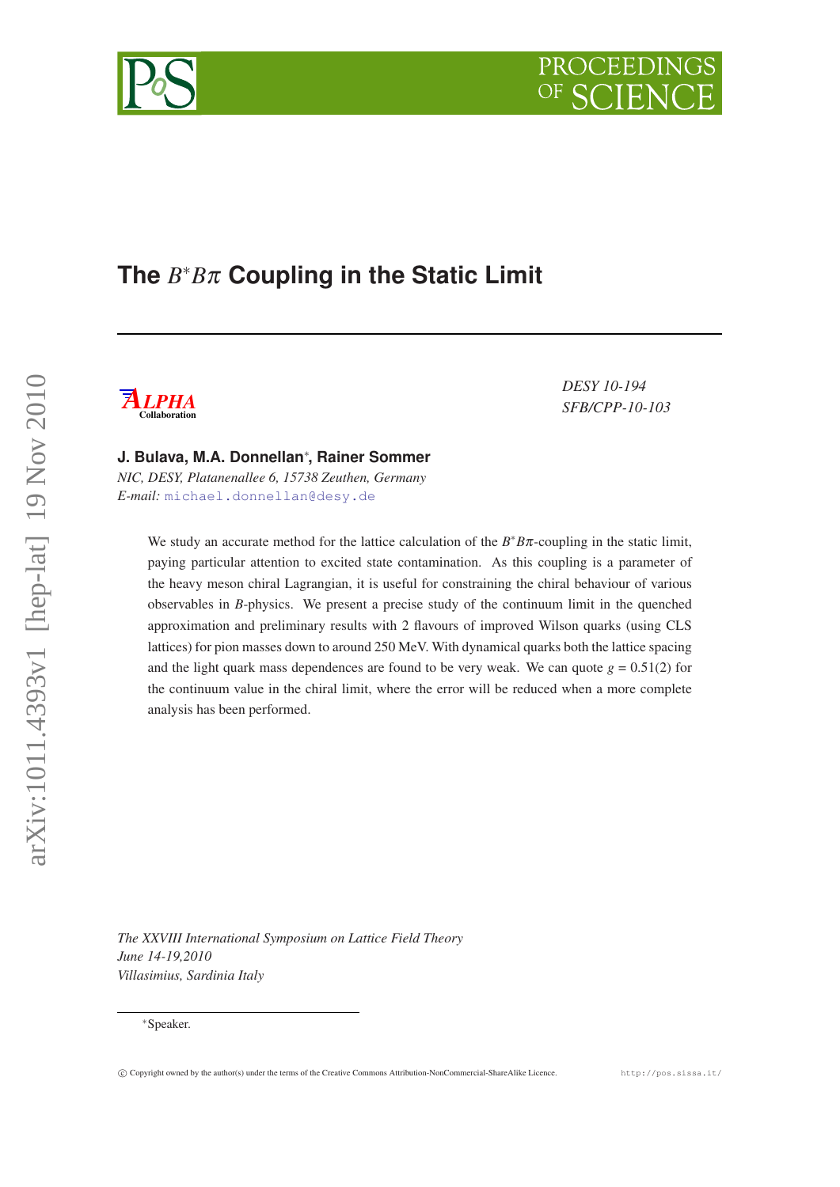# The $B^*B\pi$ Coupling in the Static Limit

ALPHA Collaboration

*DESY 10-194*
*SFB/CPP-10-103*

**J. Bulava, M.A. Donnellan***, **Rainer Sommer**

*NIC, DESY, Platanenallee 6, 15738 Zeuthen, Germany*
*E-mail:* michael.donnellan@desy.de

We study an accurate method for the lattice calculation of the $B^*B\pi$-coupling in the static limit, paying particular attention to excited state contamination. As this coupling is a parameter of the heavy meson chiral Lagrangian, it is useful for constraining the chiral behaviour of various observables in $B$-physics. We present a precise study of the continuum limit in the quenched approximation and preliminary results with 2 flavours of improved Wilson quarks (using CLS lattices) for pion masses down to around 250 MeV. With dynamical quarks both the lattice spacing and the light quark mass dependences are found to be very weak. We can quote $g = 0.51(2)$ for the continuum value in the chiral limit, where the error will be reduced when a more complete analysis has been performed.

*The XXVIII International Symposium on Lattice Field Theory*
*June 14-19,2010*
*Villasimius, Sardinia Italy*

*Speaker.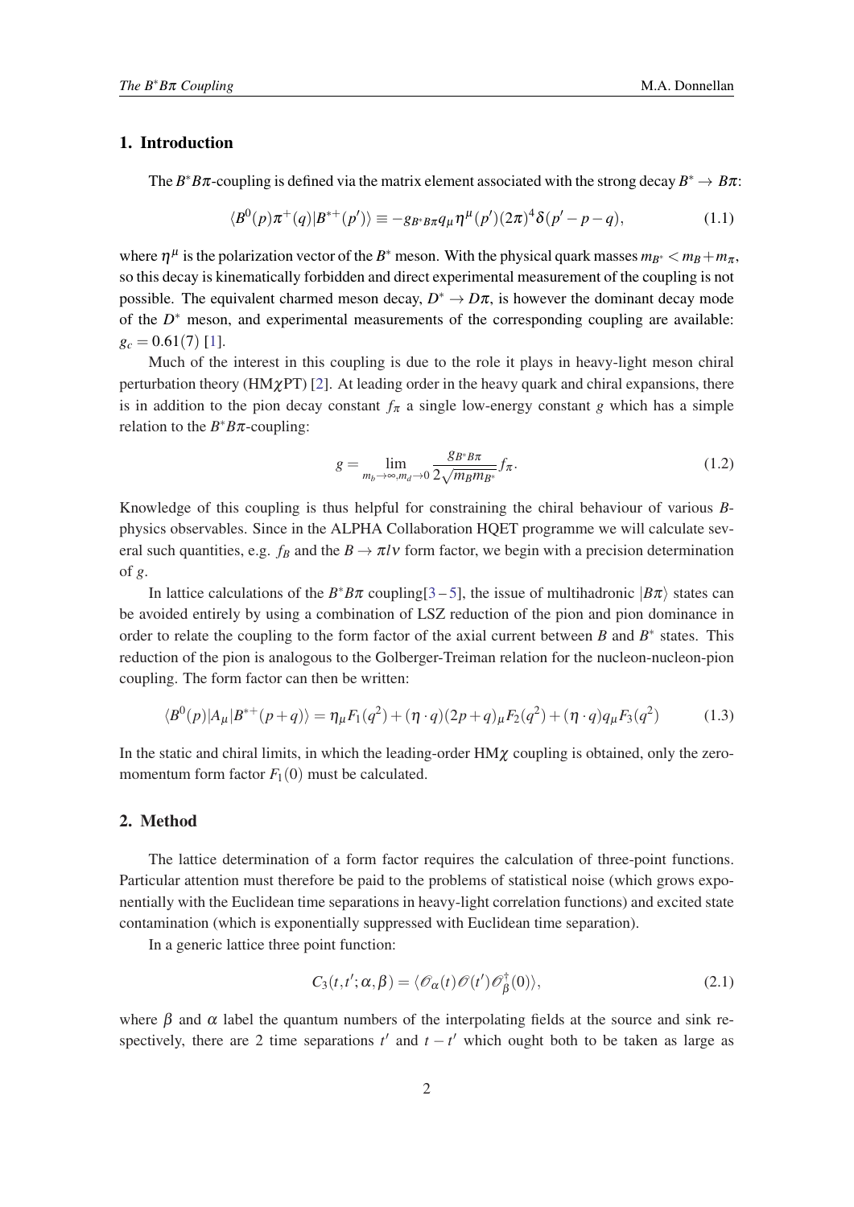## 1. Introduction

The $B^*B\pi$-coupling is defined via the matrix element associated with the strong decay $B^* \to B\pi$:

$$\langle B^0(p)\pi^+(q)|B^{*+}(p')\rangle \equiv -g_{B^*B\pi} q_\mu \eta^\mu(p')(2\pi)^4\delta(p'-p-q), \tag{1.1}$$

where $\eta^\mu$ is the polarization vector of the $B^*$ meson. With the physical quark masses $m_{B^*} < m_B + m_\pi$, so this decay is kinematically forbidden and direct experimental measurement of the coupling is not possible. The equivalent charmed meson decay, $D^* \to D\pi$, is however the dominant decay mode of the $D^*$ meson, and experimental measurements of the corresponding coupling are available: $g_c = 0.61(7)$ [1].

Much of the interest in this coupling is due to the role it plays in heavy-light meson chiral perturbation theory (HM$\chi$PT) [2]. At leading order in the heavy quark and chiral expansions, there is in addition to the pion decay constant $f_\pi$ a single low-energy constant $g$ which has a simple relation to the $B^*B\pi$-coupling:

$$g = \lim_{m_b\to\infty, m_d\to 0} \frac{g_{B^*B\pi}}{2\sqrt{m_B m_{B^*}}} f_\pi. \tag{1.2}$$

Knowledge of this coupling is thus helpful for constraining the chiral behaviour of various $B$-physics observables. Since in the ALPHA Collaboration HQET programme we will calculate several such quantities, e.g. $f_B$ and the $B \to \pi l \nu$ form factor, we begin with a precision determination of $g$.

In lattice calculations of the $B^*B\pi$ coupling[3 – 5], the issue of multihadronic $|B\pi\rangle$ states can be avoided entirely by using a combination of LSZ reduction of the pion and pion dominance in order to relate the coupling to the form factor of the axial current between $B$ and $B^*$ states. This reduction of the pion is analogous to the Golberger-Treiman relation for the nucleon-nucleon-pion coupling. The form factor can then be written:

$$\langle B^0(p)|A_\mu|B^{*+}(p+q)\rangle = \eta_\mu F_1(q^2) + (\eta\cdot q)(2p+q)_\mu F_2(q^2) + (\eta\cdot q)q_\mu F_3(q^2) \tag{1.3}$$

In the static and chiral limits, in which the leading-order HM$\chi$ coupling is obtained, only the zero-momentum form factor $F_1(0)$ must be calculated.

## 2. Method

The lattice determination of a form factor requires the calculation of three-point functions. Particular attention must therefore be paid to the problems of statistical noise (which grows exponentially with the Euclidean time separations in heavy-light correlation functions) and excited state contamination (which is exponentially suppressed with Euclidean time separation).

In a generic lattice three point function:

$$C_3(t,t';\alpha,\beta) = \langle \mathscr{O}_\alpha(t)\mathscr{O}(t')\mathscr{O}_\beta^\dagger(0)\rangle, \tag{2.1}$$

where $\beta$ and $\alpha$ label the quantum numbers of the interpolating fields at the source and sink respectively, there are 2 time separations $t'$ and $t-t'$ which ought both to be taken as large as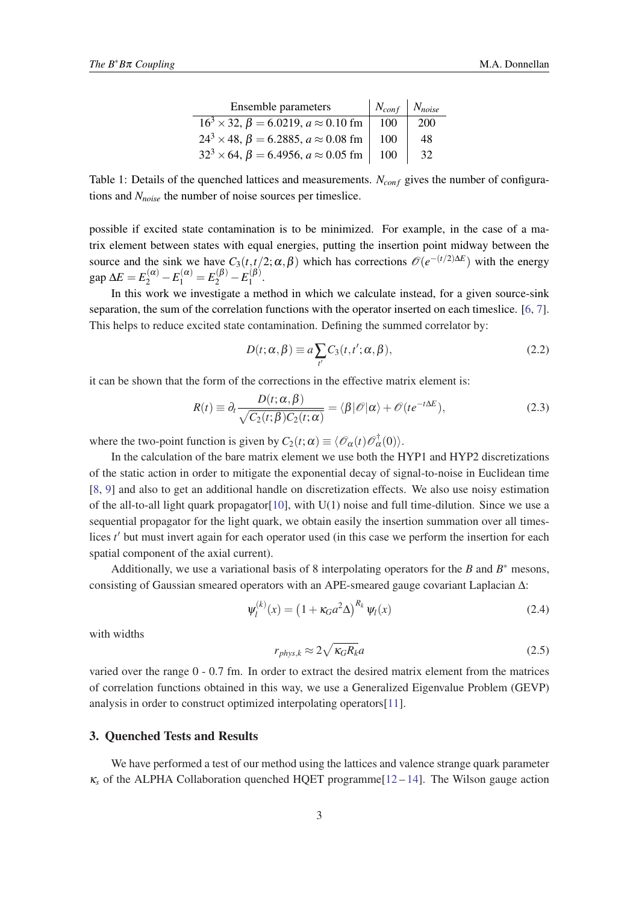| Ensemble parameters | $N_{conf}$ | $N_{noise}$ |
|---|---|---|
| $16^3 \times 32$, $\beta = 6.0219$, $a \approx 0.10$ fm | 100 | 200 |
| $24^3 \times 48$, $\beta = 6.2885$, $a \approx 0.08$ fm | 100 | 48 |
| $32^3 \times 64$, $\beta = 6.4956$, $a \approx 0.05$ fm | 100 | 32 |

Table 1: Details of the quenched lattices and measurements. $N_{conf}$ gives the number of configurations and $N_{noise}$ the number of noise sources per timeslice.

possible if excited state contamination is to be minimized. For example, in the case of a matrix element between states with equal energies, putting the insertion point midway between the source and the sink we have $C_3(t,t/2;\alpha,\beta)$ which has corrections $\mathscr{O}(e^{-(t/2)\Delta E})$ with the energy gap $\Delta E = E_2^{(\alpha)} - E_1^{(\alpha)} = E_2^{(\beta)} - E_1^{(\beta)}$.

In this work we investigate a method in which we calculate instead, for a given source-sink separation, the sum of the correlation functions with the operator inserted on each timeslice. [6, 7]. This helps to reduce excited state contamination. Defining the summed correlator by:

$$D(t;\alpha,\beta) \equiv a \sum_{t'} C_3(t,t';\alpha,\beta), \tag{2.2}$$

it can be shown that the form of the corrections in the effective matrix element is:

$$R(t) \equiv \partial_t \frac{D(t;\alpha,\beta)}{\sqrt{C_2(t;\beta)C_2(t;\alpha)}} = \langle\beta|\mathscr{O}|\alpha\rangle + \mathscr{O}(te^{-t\Delta E}), \tag{2.3}$$

where the two-point function is given by $C_2(t;\alpha) \equiv \langle \mathscr{O}_\alpha(t)\mathscr{O}_\alpha^\dagger(0)\rangle$.

In the calculation of the bare matrix element we use both the HYP1 and HYP2 discretizations of the static action in order to mitigate the exponential decay of signal-to-noise in Euclidean time [8, 9] and also to get an additional handle on discretization effects. We also use noisy estimation of the all-to-all light quark propagator[10], with U(1) noise and full time-dilution. Since we use a sequential propagator for the light quark, we obtain easily the insertion summation over all timeslices $t'$ but must invert again for each operator used (in this case we perform the insertion for each spatial component of the axial current).

Additionally, we use a variational basis of 8 interpolating operators for the $B$ and $B^*$ mesons, consisting of Gaussian smeared operators with an APE-smeared gauge covariant Laplacian $\Delta$:

$$\psi_l^{(k)}(x) = \left(1 + \kappa_G a^2 \Delta\right)^{R_k} \psi_l(x) \tag{2.4}$$

with widths

$$r_{phys,k} \approx 2\sqrt{\kappa_G R_k}a \tag{2.5}$$

varied over the range 0 - 0.7 fm. In order to extract the desired matrix element from the matrices of correlation functions obtained in this way, we use a Generalized Eigenvalue Problem (GEVP) analysis in order to construct optimized interpolating operators[11].

## 3. Quenched Tests and Results

We have performed a test of our method using the lattices and valence strange quark parameter $\kappa_s$ of the ALPHA Collaboration quenched HQET programme[12 – 14]. The Wilson gauge action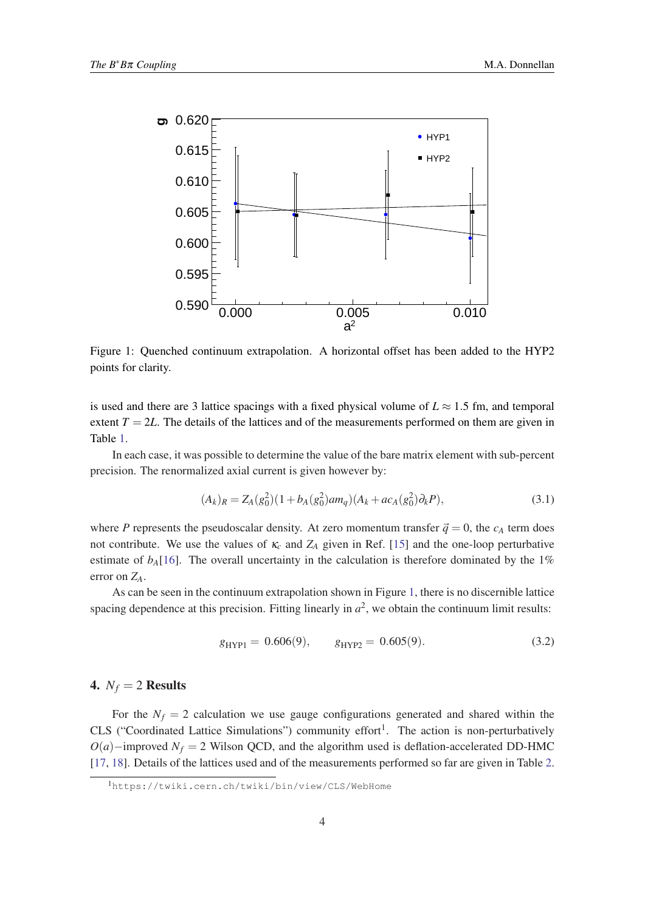Figure 1: Quenched continuum extrapolation. A horizontal offset has been added to the HYP2 points for clarity.

is used and there are 3 lattice spacings with a fixed physical volume of $L \approx 1.5$ fm, and temporal extent $T = 2L$. The details of the lattices and of the measurements performed on them are given in Table 1.

In each case, it was possible to determine the value of the bare matrix element with sub-percent precision. The renormalized axial current is given however by:

$$(A_k)_R = Z_A(g_0^2)(1 + b_A(g_0^2)am_q)(A_k + ac_A(g_0^2)\partial_k P), \tag{3.1}$$

where $P$ represents the pseudoscalar density. At zero momentum transfer $\vec{q} = 0$, the $c_A$ term does not contribute. We use the values of $\kappa_c$ and $Z_A$ given in Ref. [15] and the one-loop perturbative estimate of $b_A$[16]. The overall uncertainty in the calculation is therefore dominated by the 1% error on $Z_A$.

As can be seen in the continuum extrapolation shown in Figure 1, there is no discernible lattice spacing dependence at this precision. Fitting linearly in $a^2$, we obtain the continuum limit results:

$$g_{\mathrm{HYP1}} = 0.606(9), \qquad g_{\mathrm{HYP2}} = 0.605(9). \tag{3.2}$$

## 4. $N_f = 2$ Results

For the $N_f = 2$ calculation we use gauge configurations generated and shared within the CLS ("Coordinated Lattice Simulations") community effort[1]. The action is non-perturbatively $O(a)-$improved $N_f = 2$ Wilson QCD, and the algorithm used is deflation-accelerated DD-HMC [17, 18]. Details of the lattices used and of the measurements performed so far are given in Table 2.

[1] https://twiki.cern.ch/twiki/bin/view/CLS/WebHome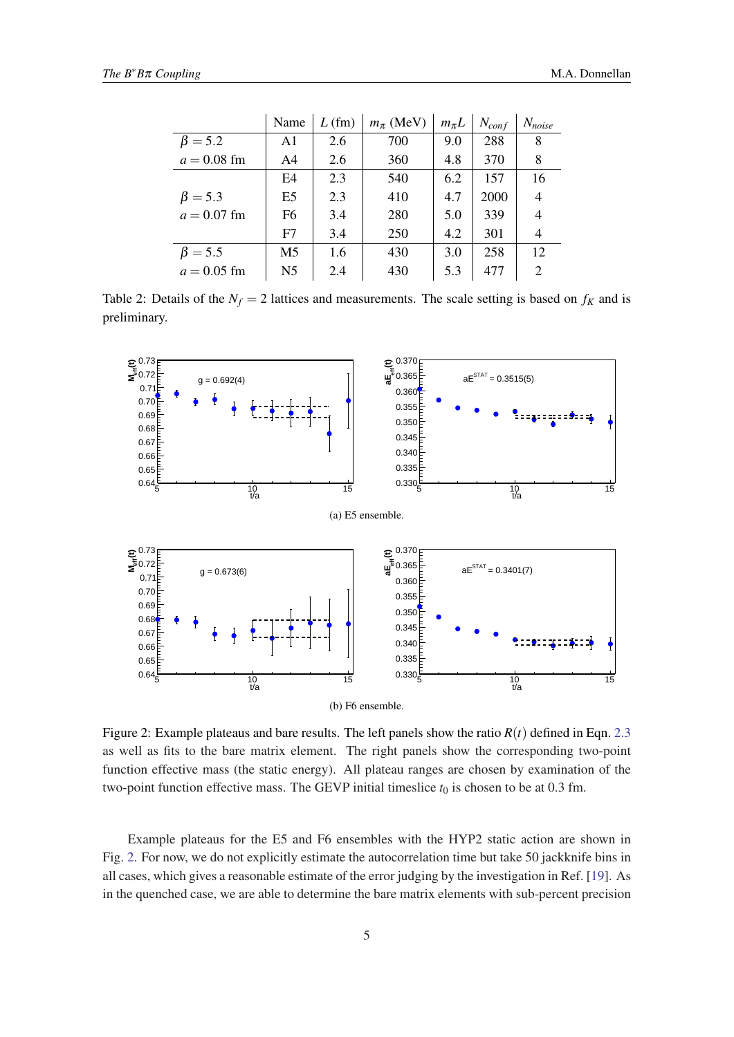| | Name | $L$ (fm) | $m_\pi$ (MeV) | $m_\pi L$ | $N_{conf}$ | $N_{noise}$ |
|---|---|---|---|---|---|---|
| $\beta = 5.2$ | A1 | 2.6 | 700 | 9.0 | 288 | 8 |
| $a = 0.08$ fm | A4 | 2.6 | 360 | 4.8 | 370 | 8 |
| | E4 | 2.3 | 540 | 6.2 | 157 | 16 |
| $\beta = 5.3$ | E5 | 2.3 | 410 | 4.7 | 2000 | 4 |
| $a = 0.07$ fm | F6 | 3.4 | 280 | 5.0 | 339 | 4 |
| | F7 | 3.4 | 250 | 4.2 | 301 | 4 |
| $\beta = 5.5$ | M5 | 1.6 | 430 | 3.0 | 258 | 12 |
| $a = 0.05$ fm | N5 | 2.4 | 430 | 5.3 | 477 | 2 |

Table 2: Details of the $N_f = 2$ lattices and measurements. The scale setting is based on $f_K$ and is preliminary.

(a) E5 ensemble.

(b) F6 ensemble.

Figure 2: Example plateaus and bare results. The left panels show the ratio $R(t)$ defined in Eqn. 2.3 as well as fits to the bare matrix element. The right panels show the corresponding two-point function effective mass (the static energy). All plateau ranges are chosen by examination of the two-point function effective mass. The GEVP initial timeslice $t_0$ is chosen to be at 0.3 fm.

Example plateaus for the E5 and F6 ensembles with the HYP2 static action are shown in Fig. 2. For now, we do not explicitly estimate the autocorrelation time but take 50 jackknife bins in all cases, which gives a reasonable estimate of the error judging by the investigation in Ref. [19]. As in the quenched case, we are able to determine the bare matrix elements with sub-percent precision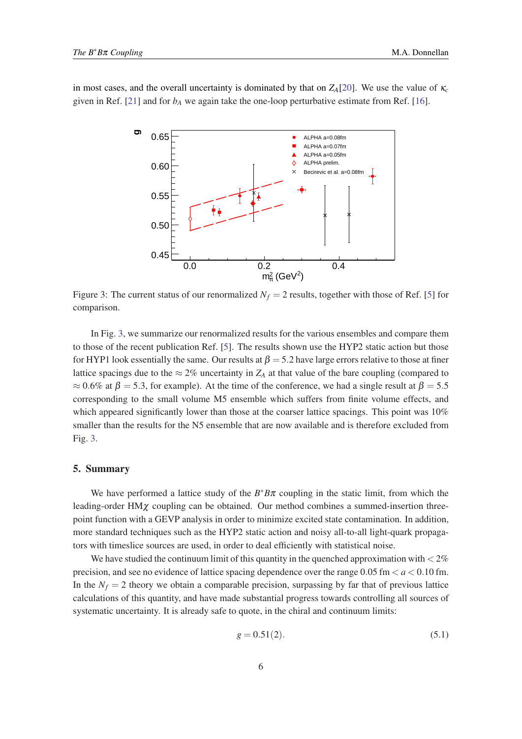in most cases, and the overall uncertainty is dominated by that on $Z_A$[20]. We use the value of $\kappa_c$ given in Ref. [21] and for $b_A$ we again take the one-loop perturbative estimate from Ref. [16].

Figure 3: The current status of our renormalized $N_f = 2$ results, together with those of Ref. [5] for comparison.

In Fig. 3, we summarize our renormalized results for the various ensembles and compare them to those of the recent publication Ref. [5]. The results shown use the HYP2 static action but those for HYP1 look essentially the same. Our results at $\beta = 5.2$ have large errors relative to those at finer lattice spacings due to the $\approx 2\%$ uncertainty in $Z_A$ at that value of the bare coupling (compared to $\approx 0.6\%$ at $\beta = 5.3$, for example). At the time of the conference, we had a single result at $\beta = 5.5$ corresponding to the small volume M5 ensemble which suffers from finite volume effects, and which appeared significantly lower than those at the coarser lattice spacings. This point was 10% smaller than the results for the N5 ensemble that are now available and is therefore excluded from Fig. 3.

## 5. Summary

We have performed a lattice study of the $B^*B\pi$ coupling in the static limit, from which the leading-order HM$\chi$ coupling can be obtained. Our method combines a summed-insertion three-point function with a GEVP analysis in order to minimize excited state contamination. In addition, more standard techniques such as the HYP2 static action and noisy all-to-all light-quark propagators with timeslice sources are used, in order to deal efficiently with statistical noise.

We have studied the continuum limit of this quantity in the quenched approximation with $< 2\%$ precision, and see no evidence of lattice spacing dependence over the range $0.05\text{ fm} < a < 0.10\text{ fm}$. In the $N_f = 2$ theory we obtain a comparable precision, surpassing by far that of previous lattice calculations of this quantity, and have made substantial progress towards controlling all sources of systematic uncertainty. It is already safe to quote, in the chiral and continuum limits:

$$g = 0.51(2). \tag{5.1}$$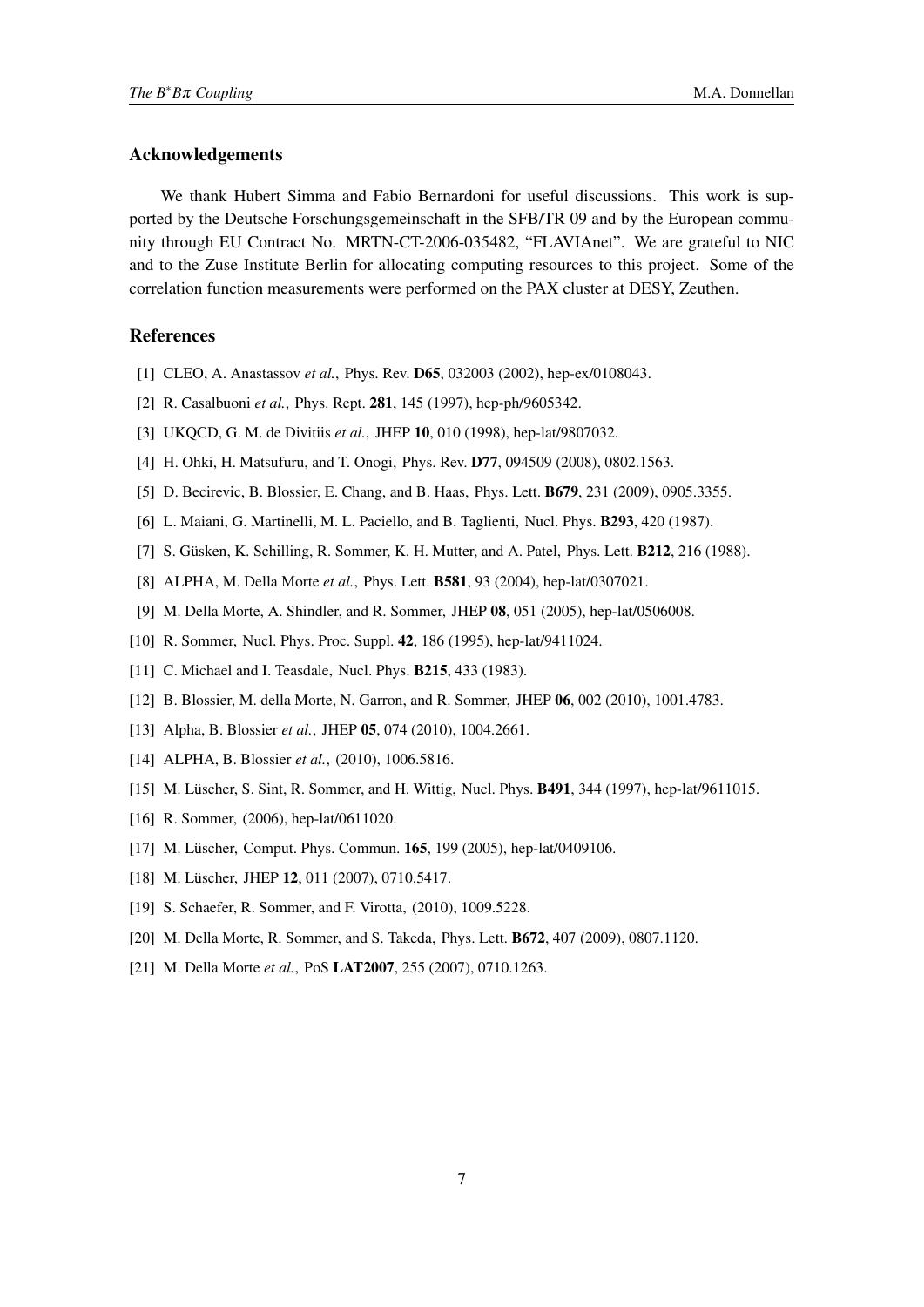## Acknowledgements

We thank Hubert Simma and Fabio Bernardoni for useful discussions. This work is supported by the Deutsche Forschungsgemeinschaft in the SFB/TR 09 and by the European community through EU Contract No. MRTN-CT-2006-035482, "FLAVIAnet". We are grateful to NIC and to the Zuse Institute Berlin for allocating computing resources to this project. Some of the correlation function measurements were performed on the PAX cluster at DESY, Zeuthen.

## References

[1] CLEO, A. Anastassov *et al.*, Phys. Rev. **D65**, 032003 (2002), hep-ex/0108043.

[2] R. Casalbuoni *et al.*, Phys. Rept. **281**, 145 (1997), hep-ph/9605342.

[3] UKQCD, G. M. de Divitiis *et al.*, JHEP **10**, 010 (1998), hep-lat/9807032.

[4] H. Ohki, H. Matsufuru, and T. Onogi, Phys. Rev. **D77**, 094509 (2008), 0802.1563.

[5] D. Becirevic, B. Blossier, E. Chang, and B. Haas, Phys. Lett. **B679**, 231 (2009), 0905.3355.

[6] L. Maiani, G. Martinelli, M. L. Paciello, and B. Taglienti, Nucl. Phys. **B293**, 420 (1987).

[7] S. Güsken, K. Schilling, R. Sommer, K. H. Mutter, and A. Patel, Phys. Lett. **B212**, 216 (1988).

[8] ALPHA, M. Della Morte *et al.*, Phys. Lett. **B581**, 93 (2004), hep-lat/0307021.

[9] M. Della Morte, A. Shindler, and R. Sommer, JHEP **08**, 051 (2005), hep-lat/0506008.

[10] R. Sommer, Nucl. Phys. Proc. Suppl. **42**, 186 (1995), hep-lat/9411024.

[11] C. Michael and I. Teasdale, Nucl. Phys. **B215**, 433 (1983).

[12] B. Blossier, M. della Morte, N. Garron, and R. Sommer, JHEP **06**, 002 (2010), 1001.4783.

[13] Alpha, B. Blossier *et al.*, JHEP **05**, 074 (2010), 1004.2661.

[14] ALPHA, B. Blossier *et al.*, (2010), 1006.5816.

[15] M. Lüscher, S. Sint, R. Sommer, and H. Wittig, Nucl. Phys. **B491**, 344 (1997), hep-lat/9611015.

[16] R. Sommer, (2006), hep-lat/0611020.

[17] M. Lüscher, Comput. Phys. Commun. **165**, 199 (2005), hep-lat/0409106.

[18] M. Lüscher, JHEP **12**, 011 (2007), 0710.5417.

[19] S. Schaefer, R. Sommer, and F. Virotta, (2010), 1009.5228.

[20] M. Della Morte, R. Sommer, and S. Takeda, Phys. Lett. **B672**, 407 (2009), 0807.1120.

[21] M. Della Morte *et al.*, PoS **LAT2007**, 255 (2007), 0710.1263.